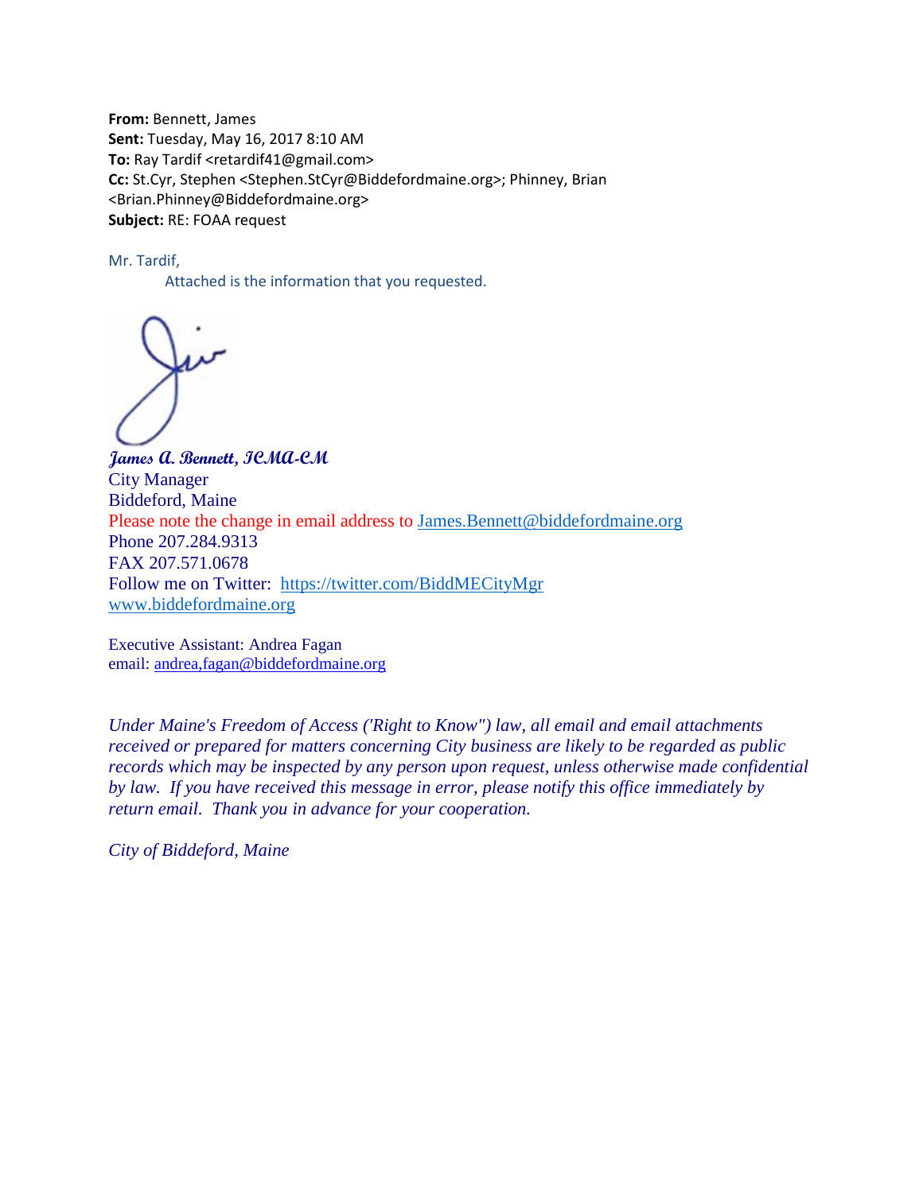**From:** Bennett, James
**Sent:** Tuesday, May 16, 2017 8:10 AM
**To:** Ray Tardif <retardif41@gmail.com>
**Cc:** St.Cyr, Stephen <Stephen.StCyr@Biddefordmaine.org>; Phinney, Brian <Brian.Phinney@Biddefordmaine.org>
**Subject:** RE: FOAA request

Mr. Tardif,

Attached is the information that you requested.

***James A. Bennett, ICMA-CM***
City Manager
Biddeford, Maine
Please note the change in email address to James.Bennett@biddefordmaine.org
Phone 207.284.9313
FAX 207.571.0678
Follow me on Twitter: https://twitter.com/BiddMECityMgr
www.biddefordmaine.org

Executive Assistant: Andrea Fagan
email: andrea,fagan@biddefordmaine.org

*Under Maine's Freedom of Access ('Right to Know") law, all email and email attachments received or prepared for matters concerning City business are likely to be regarded as public records which may be inspected by any person upon request, unless otherwise made confidential by law. If you have received this message in error, please notify this office immediately by return email. Thank you in advance for your cooperation.*

*City of Biddeford, Maine*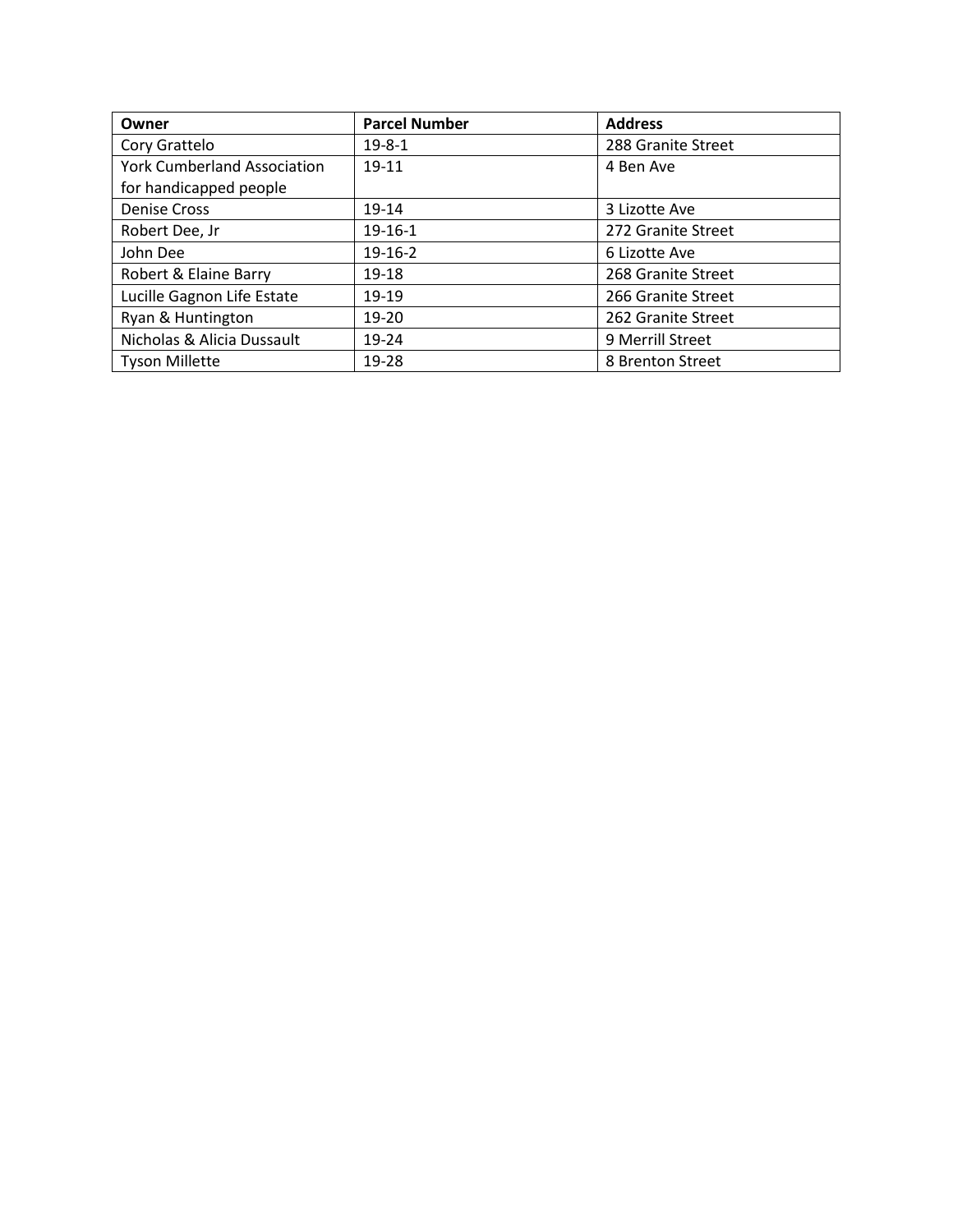| Owner | Parcel Number | Address |
|---|---|---|
| Cory Grattelo | 19-8-1 | 288 Granite Street |
| York Cumberland Association for handicapped people | 19-11 | 4 Ben Ave |
| Denise Cross | 19-14 | 3 Lizotte Ave |
| Robert Dee, Jr | 19-16-1 | 272 Granite Street |
| John Dee | 19-16-2 | 6 Lizotte Ave |
| Robert & Elaine Barry | 19-18 | 268 Granite Street |
| Lucille Gagnon Life Estate | 19-19 | 266 Granite Street |
| Ryan & Huntington | 19-20 | 262 Granite Street |
| Nicholas & Alicia Dussault | 19-24 | 9 Merrill Street |
| Tyson Millette | 19-28 | 8 Brenton Street |